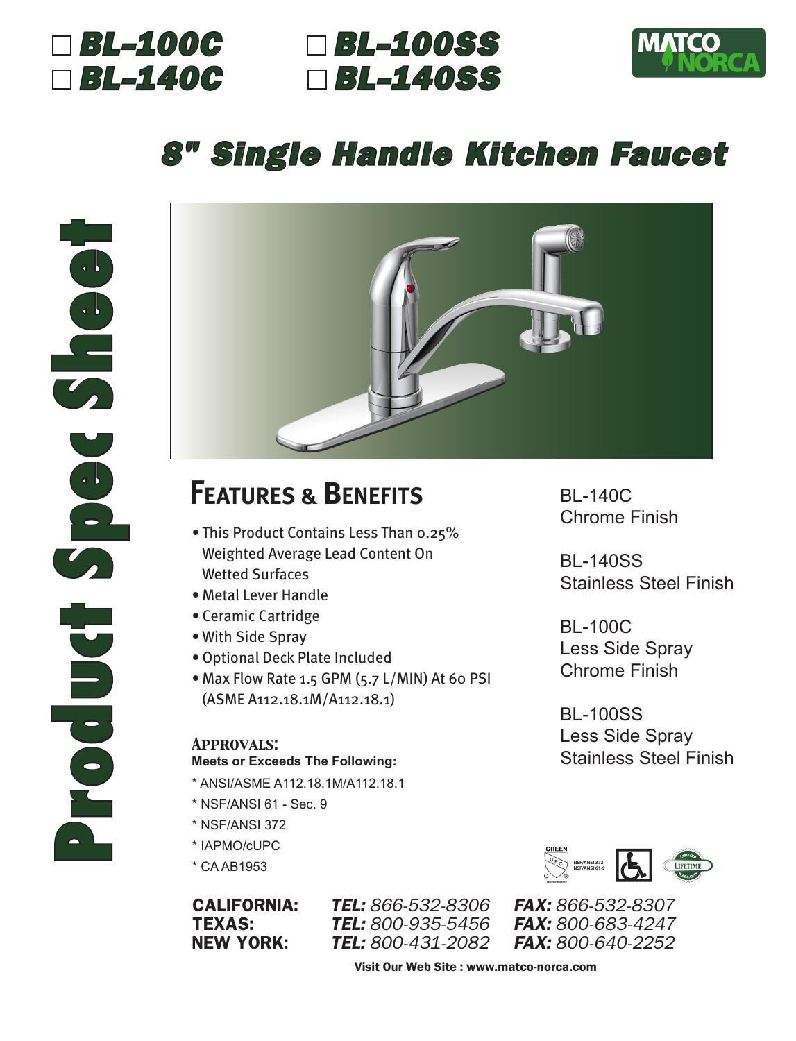☐ **BL-100C** ☐ **BL-100SS**
☐ **BL-140C** ☐ **BL-140SS**

MATCO NORCA

# 8" Single Handle Kitchen Faucet

**Product Spec Sheet**

## Features & Benefits

- This Product Contains Less Than 0.25% Weighted Average Lead Content On Wetted Surfaces
- Metal Lever Handle
- Ceramic Cartridge
- With Side Spray
- Optional Deck Plate Included
- Max Flow Rate 1.5 GPM (5.7 L/MIN) At 60 PSI (ASME A112.18.1M/A112.18.1)

BL-140C
Chrome Finish

BL-140SS
Stainless Steel Finish

BL-100C
Less Side Spray
Chrome Finish

BL-100SS
Less Side Spray
Stainless Steel Finish

### Approvals:

**Meets or Exceeds The Following:**

* ANSI/ASME A112.18.1M/A112.18.1
* NSF/ANSI 61 - Sec. 9
* NSF/ANSI 372
* IAPMO/cUPC
* CA AB1953

GREEN UPC NSF/ANSI 372 NSF/ANSI 61-9 | LIMITED LIFETIME WARRANTY

| | | |
|---|---|---|
| **CALIFORNIA:** | ***TEL:*** *866-532-8306* | ***FAX:*** *866-532-8307* |
| **TEXAS:** | ***TEL:*** *800-935-5456* | ***FAX:*** *800-683-4247* |
| **NEW YORK:** | ***TEL:*** *800-431-2082* | ***FAX:*** *800-640-2252* |

**Visit Our Web Site : www.matco-norca.com**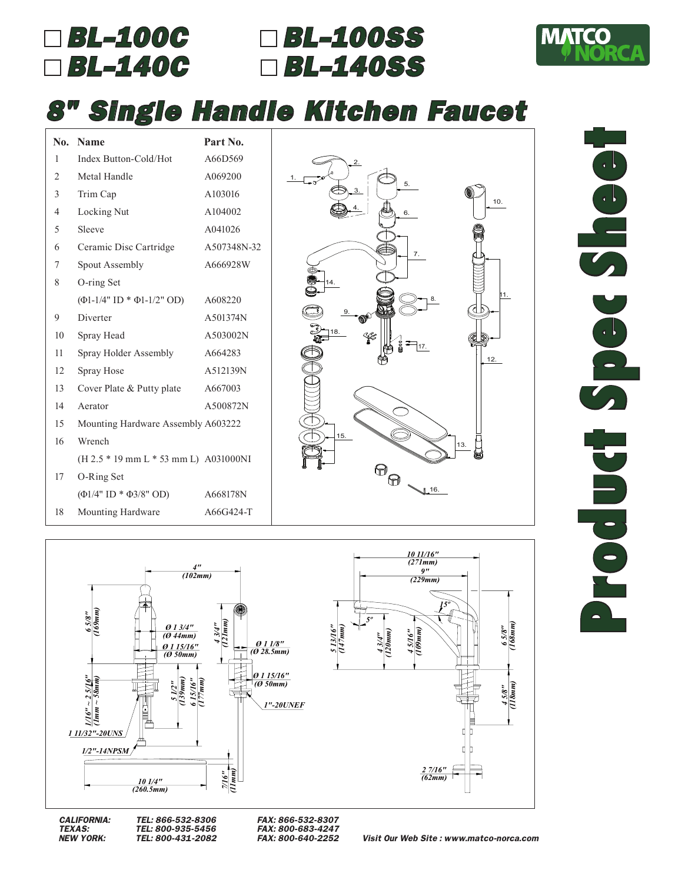☐ **BL-100C** ☐ **BL-100SS**

☐ **BL-140C** ☐ **BL-140SS**

MATCO NORCA

# 8" Single Handle Kitchen Faucet

## Product Spec Sheet

| No. | Name | Part No. |
|---|---|---|
| 1 | Index Button-Cold/Hot | A66D569 |
| 2 | Metal Handle | A069200 |
| 3 | Trim Cap | A103016 |
| 4 | Locking Nut | A104002 |
| 5 | Sleeve | A041026 |
| 6 | Ceramic Disc Cartridge | A507348N-32 |
| 7 | Spout Assembly | A666928W |
| 8 | O-ring Set | |
| | (Φ1-1/4" ID * Φ1-1/2" OD) | A608220 |
| 9 | Diverter | A501374N |
| 10 | Spray Head | A503002N |
| 11 | Spray Holder Assembly | A664283 |
| 12 | Spray Hose | A512139N |
| 13 | Cover Plate & Putty plate | A667003 |
| 14 | Aerator | A500872N |
| 15 | Mounting Hardware Assembly | A603222 |
| 16 | Wrench | |
| | (H 2.5 * 19 mm L * 53 mm L) | A031000NI |
| 17 | O-Ring Set | |
| | (Φ1/4" ID * Φ3/8" OD) | A668178N |
| 18 | Mounting Hardware | A66G424-T |

4" (102mm)
6 5/8" (169mm)
Ø 1 3/4" (Ø 44mm)
Ø 1 15/16" (Ø 50mm)
4 3/4" (121mm)
Ø 1 1/8" (Ø 28.5mm)
Ø 1 15/16" (Ø 50mm)
1"-20UNEF
1/16" ~ 2 5/16" (1mm ~ 58mm)
5 1/2" (139mm)
6 15/16" (177mm)
1 11/32"-20UNS
1/2"-14NPSM
10 1/4" (260.5mm)
7/16" (11mm)
10 11/16" (271mm)
9" (229mm)
15°
5°
5 13/16" (147mm)
4 3/4" (120mm)
4 5/16" (109mm)
6 5/8" (168mm)
4 5/8" (118mm)
2 7/16" (62mm)

| | | |
|---|---|---|
| **CALIFORNIA:** | **TEL: 866-532-8306** | **FAX: 866-532-8307** |
| **TEXAS:** | **TEL: 800-935-5456** | **FAX: 800-683-4247** |
| **NEW YORK:** | **TEL: 800-431-2082** | **FAX: 800-640-2252** |

**Visit Our Web Site : www.matco-norca.com**